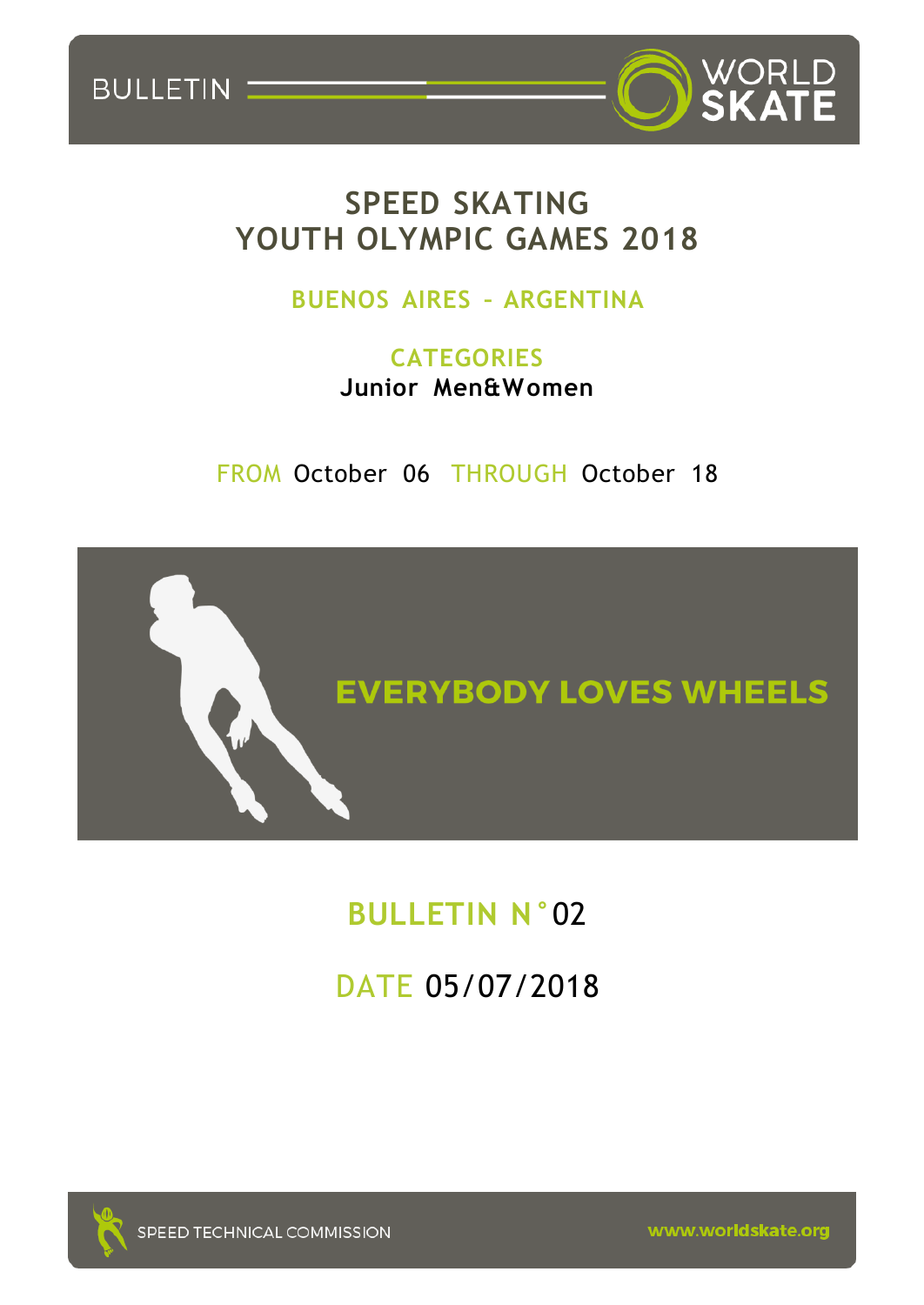BULLETIN

WORLD SKATE

# SPEED SKATING
# YOUTH OLYMPIC GAMES 2018

## BUENOS AIRES – ARGENTINA

**CATEGORIES**
**Junior Men&Women**

FROM October 06 THROUGH October 18

EVERYBODY LOVES WHEELS

## BULLETIN N°02

DATE 05/07/2018

SPEED TECHNICAL COMMISSION

www.worldskate.org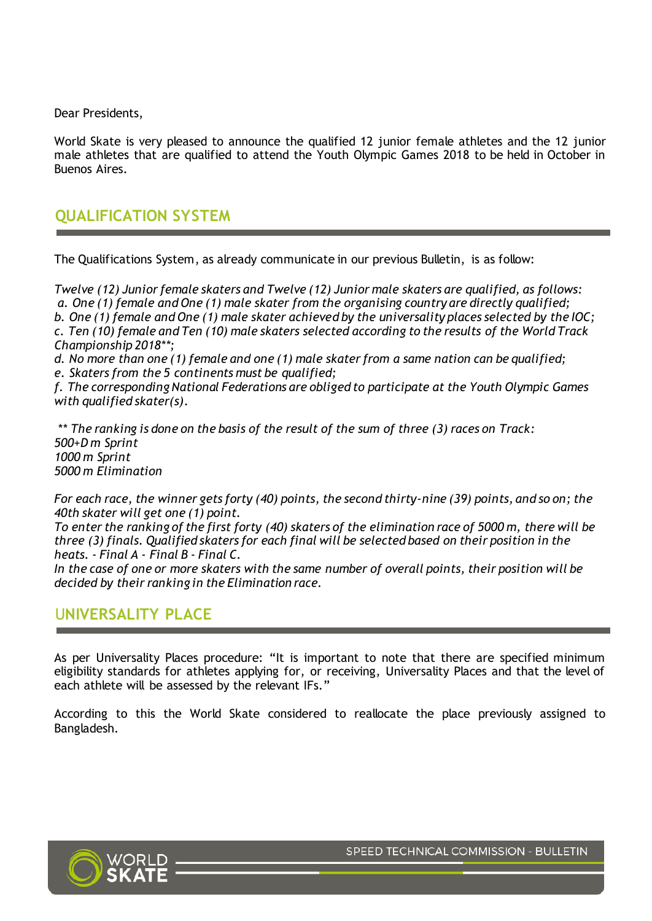Dear Presidents,

World Skate is very pleased to announce the qualified 12 junior female athletes and the 12 junior male athletes that are qualified to attend the Youth Olympic Games 2018 to be held in October in Buenos Aires.

## QUALIFICATION SYSTEM

The Qualifications System, as already communicate in our previous Bulletin, is as follow:

*Twelve (12) Junior female skaters and Twelve (12) Junior male skaters are qualified, as follows:*
*a. One (1) female and One (1) male skater from the organising country are directly qualified;*
*b. One (1) female and One (1) male skater achieved by the universality places selected by the IOC;*
*c. Ten (10) female and Ten (10) male skaters selected according to the results of the World Track Championship 2018\*\*;*
*d. No more than one (1) female and one (1) male skater from a same nation can be qualified;*
*e. Skaters from the 5 continents must be qualified;*
*f. The corresponding National Federations are obliged to participate at the Youth Olympic Games with qualified skater(s).*

*\*\* The ranking is done on the basis of the result of the sum of three (3) races on Track:*
*500+D m Sprint*
*1000 m Sprint*
*5000 m Elimination*

*For each race, the winner gets forty (40) points, the second thirty-nine (39) points, and so on; the 40th skater will get one (1) point.*
*To enter the ranking of the first forty (40) skaters of the elimination race of 5000 m, there will be three (3) finals. Qualified skaters for each final will be selected based on their position in the heats. - Final A - Final B - Final C.*
*In the case of one or more skaters with the same number of overall points, their position will be decided by their ranking in the Elimination race.*

## UNIVERSALITY PLACE

As per Universality Places procedure: "It is important to note that there are specified minimum eligibility standards for athletes applying for, or receiving, Universality Places and that the level of each athlete will be assessed by the relevant IFs."

According to this the World Skate considered to reallocate the place previously assigned to Bangladesh.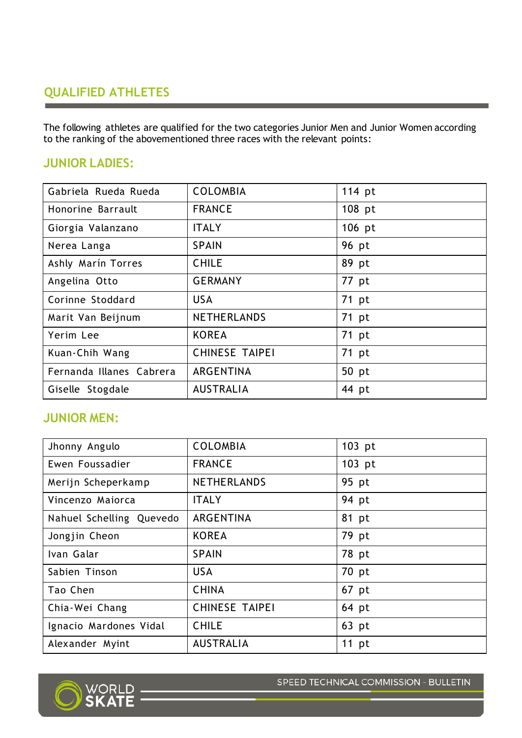## QUALIFIED ATHLETES

The following athletes are qualified for the two categories Junior Men and Junior Women according to the ranking of the abovementioned three races with the relevant points:

### JUNIOR LADIES:

| | | |
|---|---|---|
| Gabriela Rueda Rueda | COLOMBIA | 114 pt |
| Honorine Barrault | FRANCE | 108 pt |
| Giorgia Valanzano | ITALY | 106 pt |
| Nerea Langa | SPAIN | 96 pt |
| Ashly Marín Torres | CHILE | 89 pt |
| Angelina Otto | GERMANY | 77 pt |
| Corinne Stoddard | USA | 71 pt |
| Marit Van Beijnum | NETHERLANDS | 71 pt |
| Yerim Lee | KOREA | 71 pt |
| Kuan-Chih Wang | CHINESE TAIPEI | 71 pt |
| Fernanda Illanes Cabrera | ARGENTINA | 50 pt |
| Giselle Stogdale | AUSTRALIA | 44 pt |

### JUNIOR MEN:

| | | |
|---|---|---|
| Jhonny Angulo | COLOMBIA | 103 pt |
| Ewen Foussadier | FRANCE | 103 pt |
| Merijn Scheperkamp | NETHERLANDS | 95 pt |
| Vincenzo Maiorca | ITALY | 94 pt |
| Nahuel Schelling Quevedo | ARGENTINA | 81 pt |
| Jongjin Cheon | KOREA | 79 pt |
| Ivan Galar | SPAIN | 78 pt |
| Sabien Tinson | USA | 70 pt |
| Tao Chen | CHINA | 67 pt |
| Chia-Wei Chang | CHINESE TAIPEI | 64 pt |
| Ignacio Mardones Vidal | CHILE | 63 pt |
| Alexander Myint | AUSTRALIA | 11 pt |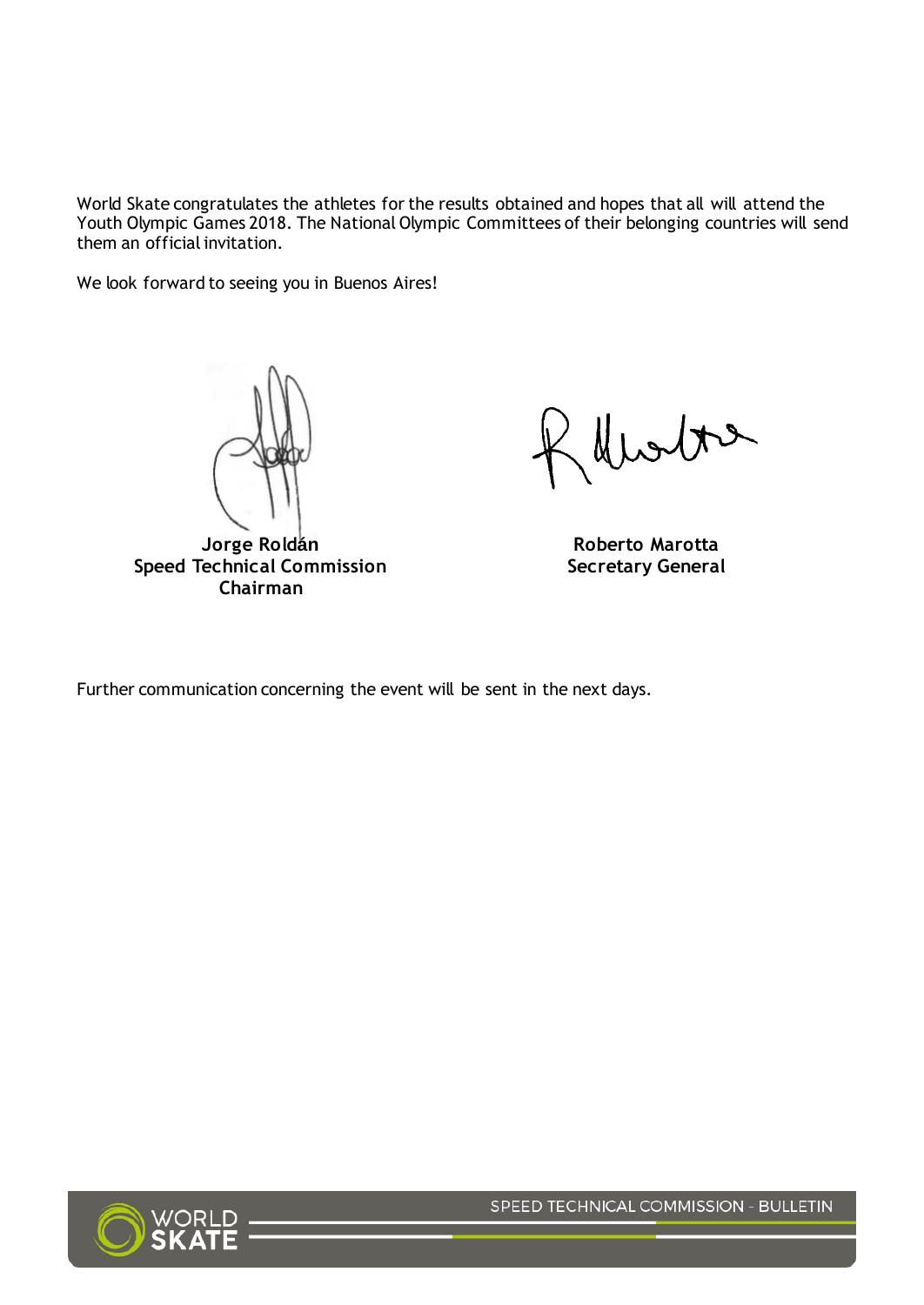World Skate congratulates the athletes for the results obtained and hopes that all will attend the Youth Olympic Games 2018. The National Olympic Committees of their belonging countries will send them an official invitation.

We look forward to seeing you in Buenos Aires!

**Jorge Roldán**
**Speed Technical Commission**
**Chairman**

**Roberto Marotta**
**Secretary General**

Further communication concerning the event will be sent in the next days.